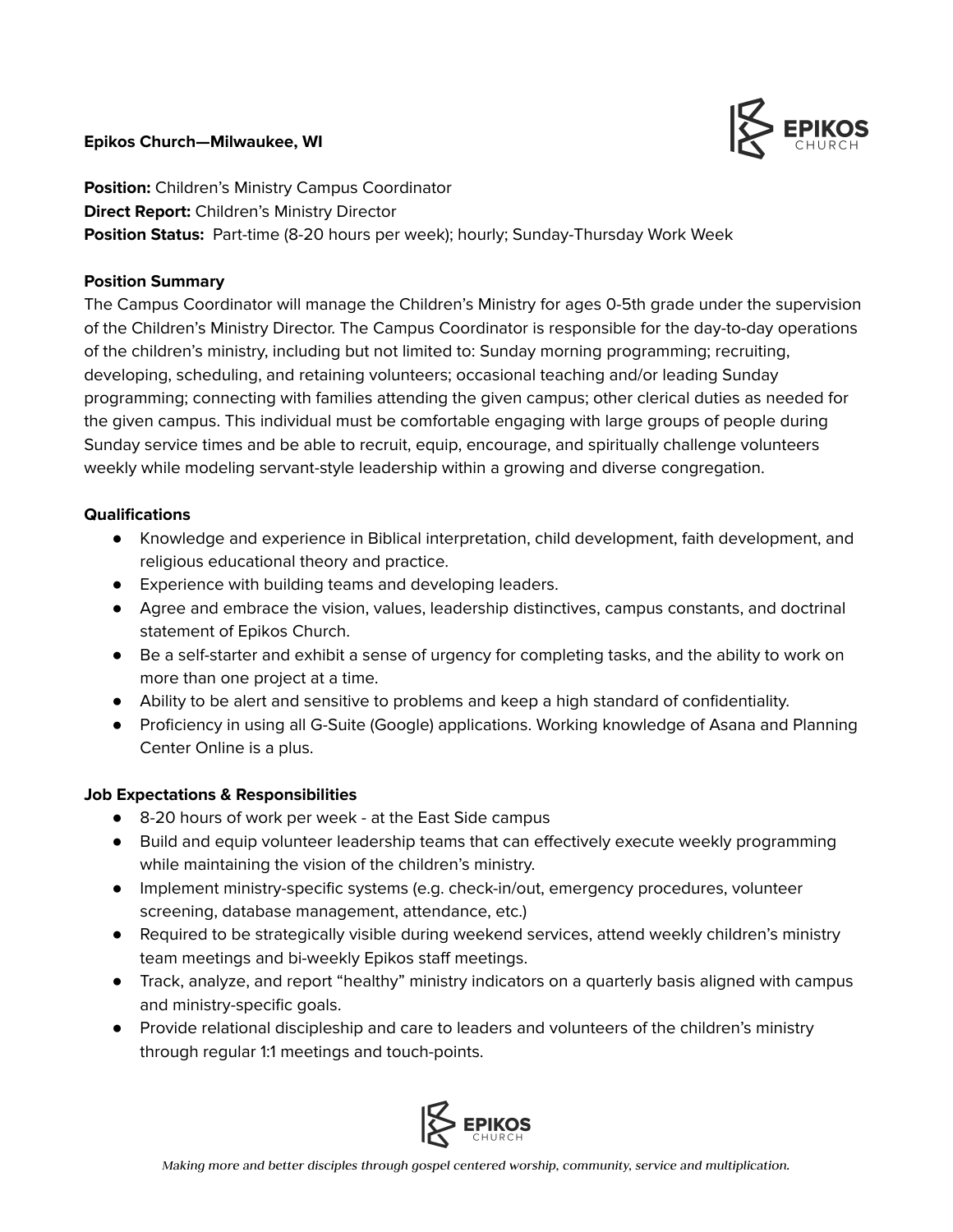**Epikos Church—Milwaukee, WI**

**Position:** Children's Ministry Campus Coordinator
**Direct Report:** Children's Ministry Director
**Position Status:** Part-time (8-20 hours per week); hourly; Sunday-Thursday Work Week

**Position Summary**

The Campus Coordinator will manage the Children's Ministry for ages 0-5th grade under the supervision of the Children's Ministry Director. The Campus Coordinator is responsible for the day-to-day operations of the children's ministry, including but not limited to: Sunday morning programming; recruiting, developing, scheduling, and retaining volunteers; occasional teaching and/or leading Sunday programming; connecting with families attending the given campus; other clerical duties as needed for the given campus. This individual must be comfortable engaging with large groups of people during Sunday service times and be able to recruit, equip, encourage, and spiritually challenge volunteers weekly while modeling servant-style leadership within a growing and diverse congregation.

**Qualifications**

- Knowledge and experience in Biblical interpretation, child development, faith development, and religious educational theory and practice.
- Experience with building teams and developing leaders.
- Agree and embrace the vision, values, leadership distinctives, campus constants, and doctrinal statement of Epikos Church.
- Be a self-starter and exhibit a sense of urgency for completing tasks, and the ability to work on more than one project at a time.
- Ability to be alert and sensitive to problems and keep a high standard of confidentiality.
- Proficiency in using all G-Suite (Google) applications. Working knowledge of Asana and Planning Center Online is a plus.

**Job Expectations & Responsibilities**

- 8-20 hours of work per week - at the East Side campus
- Build and equip volunteer leadership teams that can effectively execute weekly programming while maintaining the vision of the children's ministry.
- Implement ministry-specific systems (e.g. check-in/out, emergency procedures, volunteer screening, database management, attendance, etc.)
- Required to be strategically visible during weekend services, attend weekly children's ministry team meetings and bi-weekly Epikos staff meetings.
- Track, analyze, and report "healthy" ministry indicators on a quarterly basis aligned with campus and ministry-specific goals.
- Provide relational discipleship and care to leaders and volunteers of the children's ministry through regular 1:1 meetings and touch-points.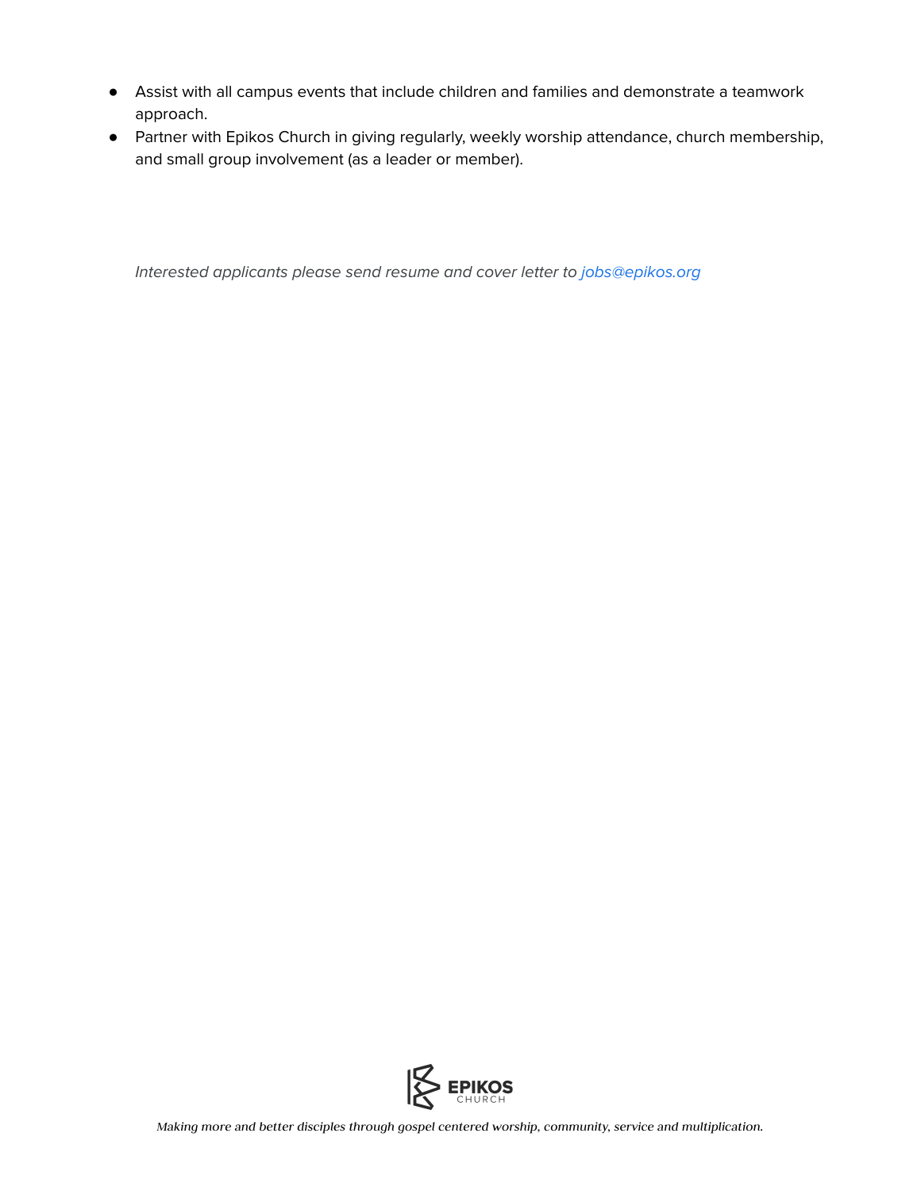- Assist with all campus events that include children and families and demonstrate a teamwork approach.
- Partner with Epikos Church in giving regularly, weekly worship attendance, church membership, and small group involvement (as a leader or member).

*Interested applicants please send resume and cover letter to jobs@epikos.org*

EPIKOS CHURCH

*Making more and better disciples through gospel centered worship, community, service and multiplication.*